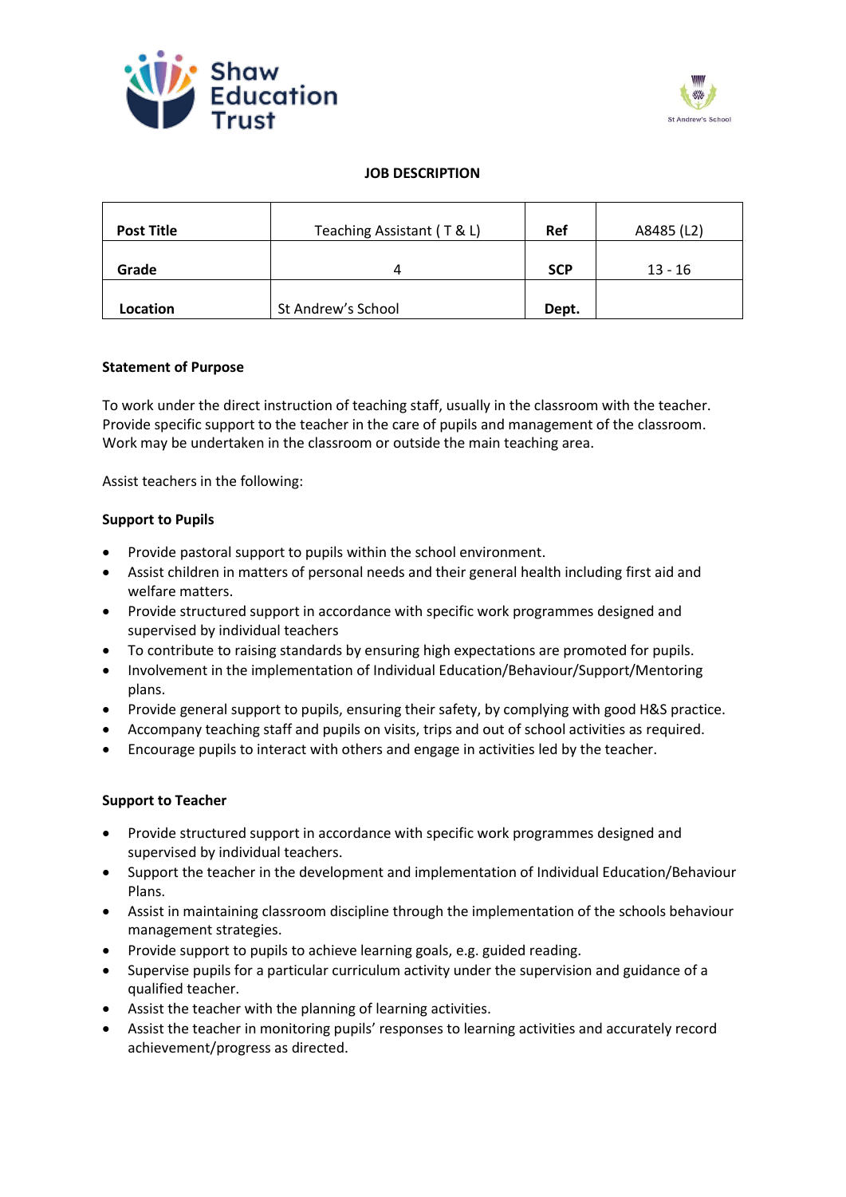# JOB DESCRIPTION

| Post Title | Teaching Assistant ( T & L) | Ref | A8485 (L2) |
|---|---|---|---|
| Grade | 4 | SCP | 13 - 16 |
| Location | St Andrew's School | Dept. | |

## Statement of Purpose

To work under the direct instruction of teaching staff, usually in the classroom with the teacher. Provide specific support to the teacher in the care of pupils and management of the classroom. Work may be undertaken in the classroom or outside the main teaching area.

Assist teachers in the following:

### Support to Pupils

- Provide pastoral support to pupils within the school environment.
- Assist children in matters of personal needs and their general health including first aid and welfare matters.
- Provide structured support in accordance with specific work programmes designed and supervised by individual teachers
- To contribute to raising standards by ensuring high expectations are promoted for pupils.
- Involvement in the implementation of Individual Education/Behaviour/Support/Mentoring plans.
- Provide general support to pupils, ensuring their safety, by complying with good H&S practice.
- Accompany teaching staff and pupils on visits, trips and out of school activities as required.
- Encourage pupils to interact with others and engage in activities led by the teacher.

### Support to Teacher

- Provide structured support in accordance with specific work programmes designed and supervised by individual teachers.
- Support the teacher in the development and implementation of Individual Education/Behaviour Plans.
- Assist in maintaining classroom discipline through the implementation of the schools behaviour management strategies.
- Provide support to pupils to achieve learning goals, e.g. guided reading.
- Supervise pupils for a particular curriculum activity under the supervision and guidance of a qualified teacher.
- Assist the teacher with the planning of learning activities.
- Assist the teacher in monitoring pupils' responses to learning activities and accurately record achievement/progress as directed.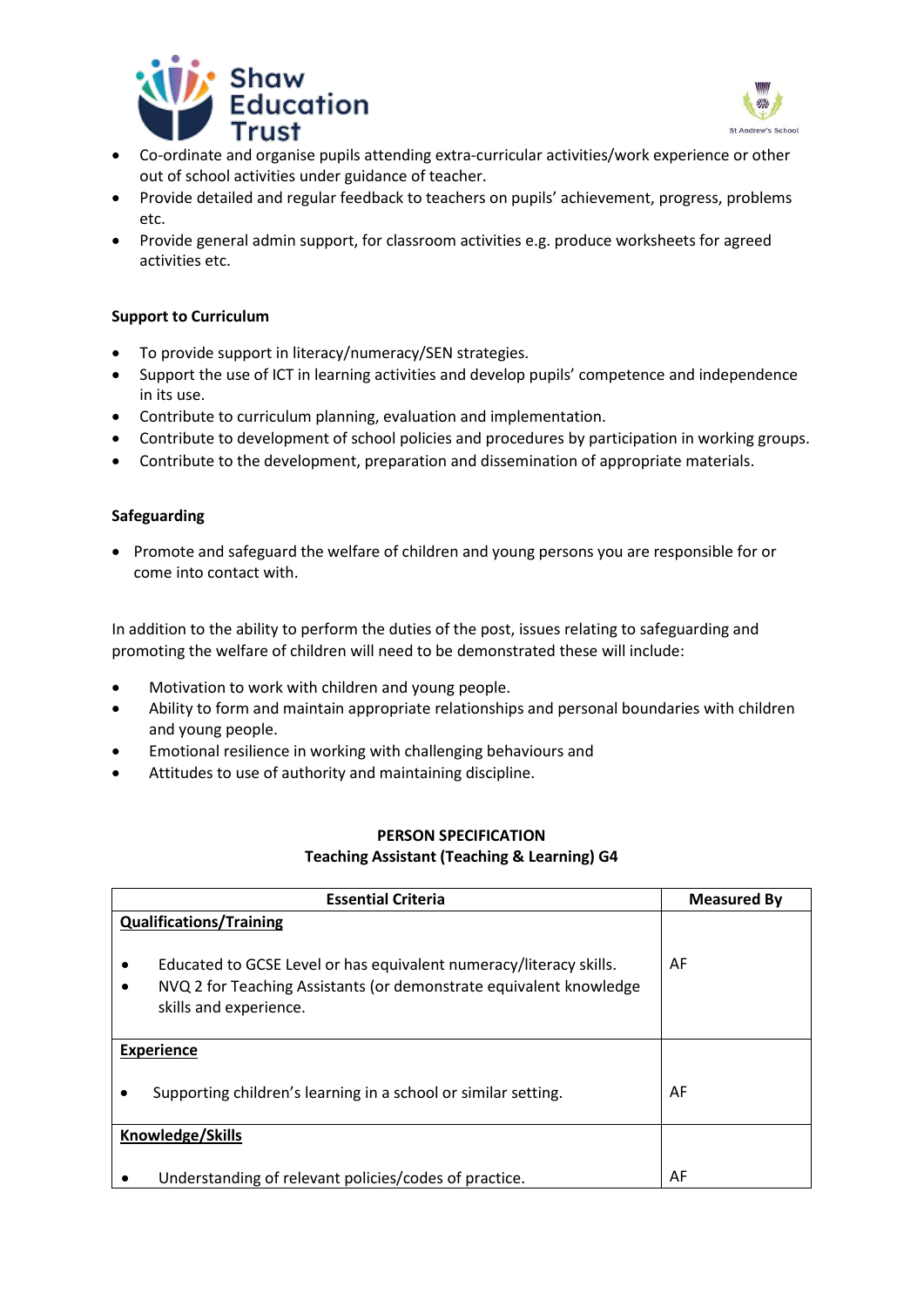- Co-ordinate and organise pupils attending extra-curricular activities/work experience or other out of school activities under guidance of teacher.
- Provide detailed and regular feedback to teachers on pupils' achievement, progress, problems etc.
- Provide general admin support, for classroom activities e.g. produce worksheets for agreed activities etc.

**Support to Curriculum**

- To provide support in literacy/numeracy/SEN strategies.
- Support the use of ICT in learning activities and develop pupils' competence and independence in its use.
- Contribute to curriculum planning, evaluation and implementation.
- Contribute to development of school policies and procedures by participation in working groups.
- Contribute to the development, preparation and dissemination of appropriate materials.

**Safeguarding**

- Promote and safeguard the welfare of children and young persons you are responsible for or come into contact with.

In addition to the ability to perform the duties of the post, issues relating to safeguarding and promoting the welfare of children will need to be demonstrated these will include:

- Motivation to work with children and young people.
- Ability to form and maintain appropriate relationships and personal boundaries with children and young people.
- Emotional resilience in working with challenging behaviours and
- Attitudes to use of authority and maintaining discipline.

**PERSON SPECIFICATION**
**Teaching Assistant (Teaching & Learning) G4**

| Essential Criteria | Measured By |
|---|---|
| **Qualifications/Training** | |
| • Educated to GCSE Level or has equivalent numeracy/literacy skills.<br>• NVQ 2 for Teaching Assistants (or demonstrate equivalent knowledge skills and experience. | AF |
| **Experience** | |
| • Supporting children's learning in a school or similar setting. | AF |
| **Knowledge/Skills** | |
| • Understanding of relevant policies/codes of practice. | AF |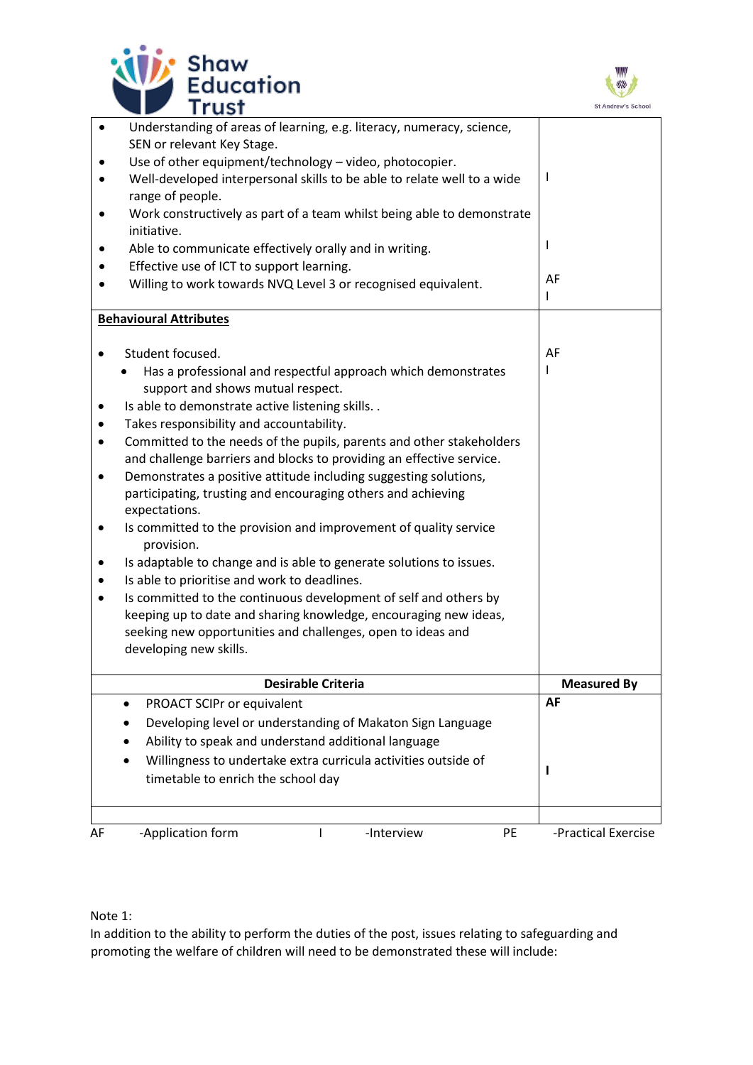| | |
|---|---|
| • Understanding of areas of learning, e.g. literacy, numeracy, science, SEN or relevant Key Stage.<br>• Use of other equipment/technology – video, photocopier.<br>• Well-developed interpersonal skills to be able to relate well to a wide range of people.<br>• Work constructively as part of a team whilst being able to demonstrate initiative.<br>• Able to communicate effectively orally and in writing.<br>• Effective use of ICT to support learning.<br>• Willing to work towards NVQ Level 3 or recognised equivalent. | I<br><br>I<br><br>AF<br>I |
| **Behavioural Attributes**<br><br>• Student focused.<br>• Has a professional and respectful approach which demonstrates support and shows mutual respect.<br>• Is able to demonstrate active listening skills. .<br>• Takes responsibility and accountability.<br>• Committed to the needs of the pupils, parents and other stakeholders and challenge barriers and blocks to providing an effective service.<br>• Demonstrates a positive attitude including suggesting solutions, participating, trusting and encouraging others and achieving expectations.<br>• Is committed to the provision and improvement of quality service provision.<br>• Is adaptable to change and is able to generate solutions to issues.<br>• Is able to prioritise and work to deadlines.<br>• Is committed to the continuous development of self and others by keeping up to date and sharing knowledge, encouraging new ideas, seeking new opportunities and challenges, open to ideas and developing new skills. | <br><br>AF<br>I |
| **Desirable Criteria** | **Measured By** |
| • PROACT SCIPr or equivalent<br>• Developing level or understanding of Makaton Sign Language<br>• Ability to speak and understand additional language<br>• Willingness to undertake extra curricula activities outside of timetable to enrich the school day | **AF**<br><br><br>**I** |
| | |

AF -Application form I -Interview PE -Practical Exercise

Note 1:
In addition to the ability to perform the duties of the post, issues relating to safeguarding and promoting the welfare of children will need to be demonstrated these will include: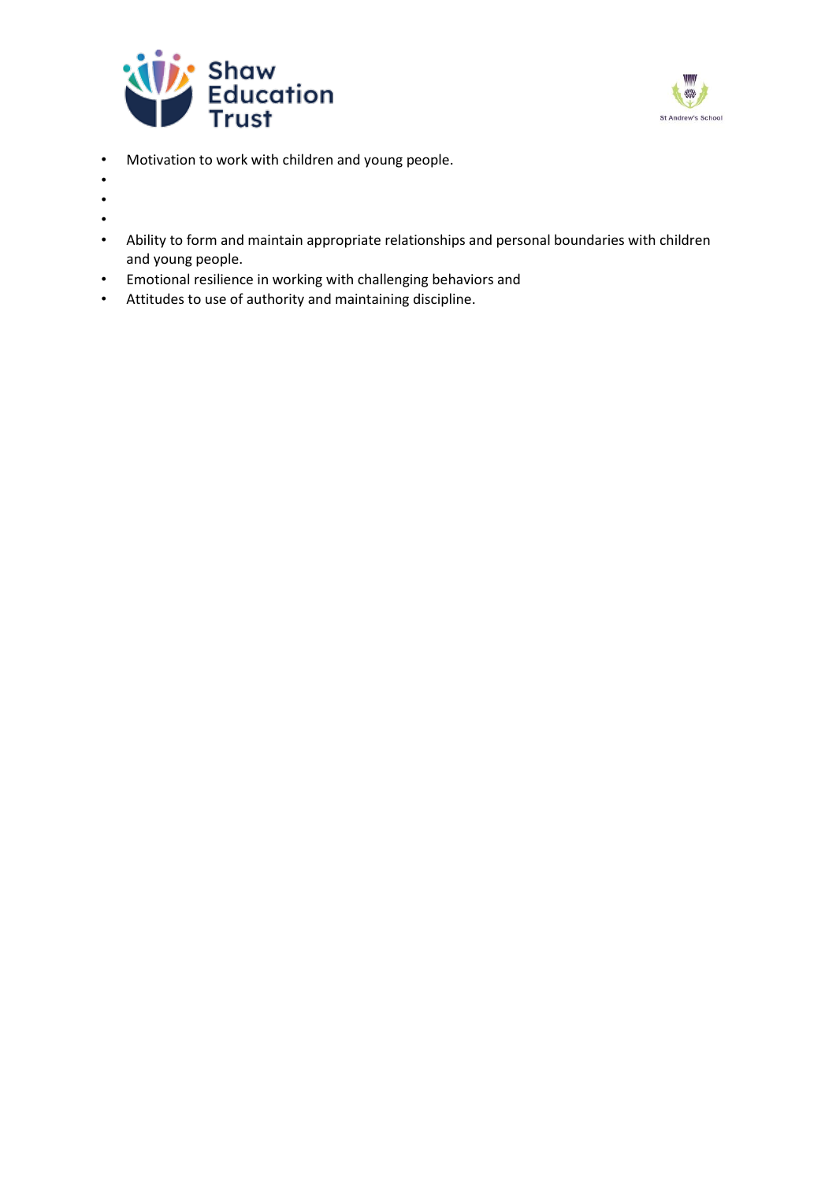- Motivation to work with children and young people.
- 
- 
- 
- Ability to form and maintain appropriate relationships and personal boundaries with children and young people.
- Emotional resilience in working with challenging behaviors and
- Attitudes to use of authority and maintaining discipline.